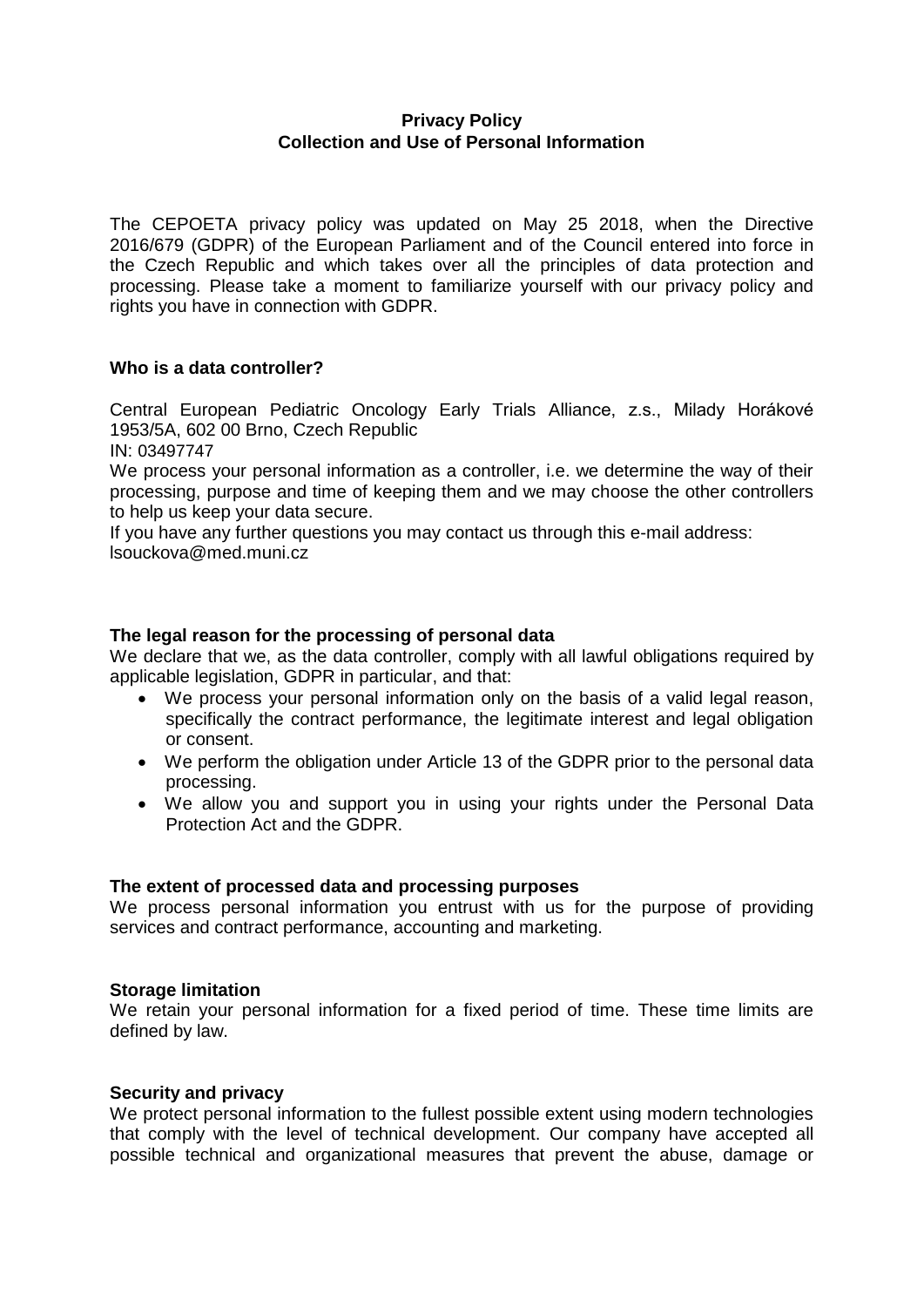**Privacy Policy**
**Collection and Use of Personal Information**

The CEPOETA privacy policy was updated on May 25 2018, when the Directive 2016/679 (GDPR) of the European Parliament and of the Council entered into force in the Czech Republic and which takes over all the principles of data protection and processing. Please take a moment to familiarize yourself with our privacy policy and rights you have in connection with GDPR.

**Who is a data controller?**

Central European Pediatric Oncology Early Trials Alliance, z.s., Milady Horákové 1953/5A, 602 00 Brno, Czech Republic
IN: 03497747
We process your personal information as a controller, i.e. we determine the way of their processing, purpose and time of keeping them and we may choose the other controllers to help us keep your data secure.
If you have any further questions you may contact us through this e-mail address:
lsouckova@med.muni.cz

**The legal reason for the processing of personal data**

We declare that we, as the data controller, comply with all lawful obligations required by applicable legislation, GDPR in particular, and that:

- We process your personal information only on the basis of a valid legal reason, specifically the contract performance, the legitimate interest and legal obligation or consent.
- We perform the obligation under Article 13 of the GDPR prior to the personal data processing.
- We allow you and support you in using your rights under the Personal Data Protection Act and the GDPR.

**The extent of processed data and processing purposes**

We process personal information you entrust with us for the purpose of providing services and contract performance, accounting and marketing.

**Storage limitation**

We retain your personal information for a fixed period of time. These time limits are defined by law.

**Security and privacy**

We protect personal information to the fullest possible extent using modern technologies that comply with the level of technical development. Our company have accepted all possible technical and organizational measures that prevent the abuse, damage or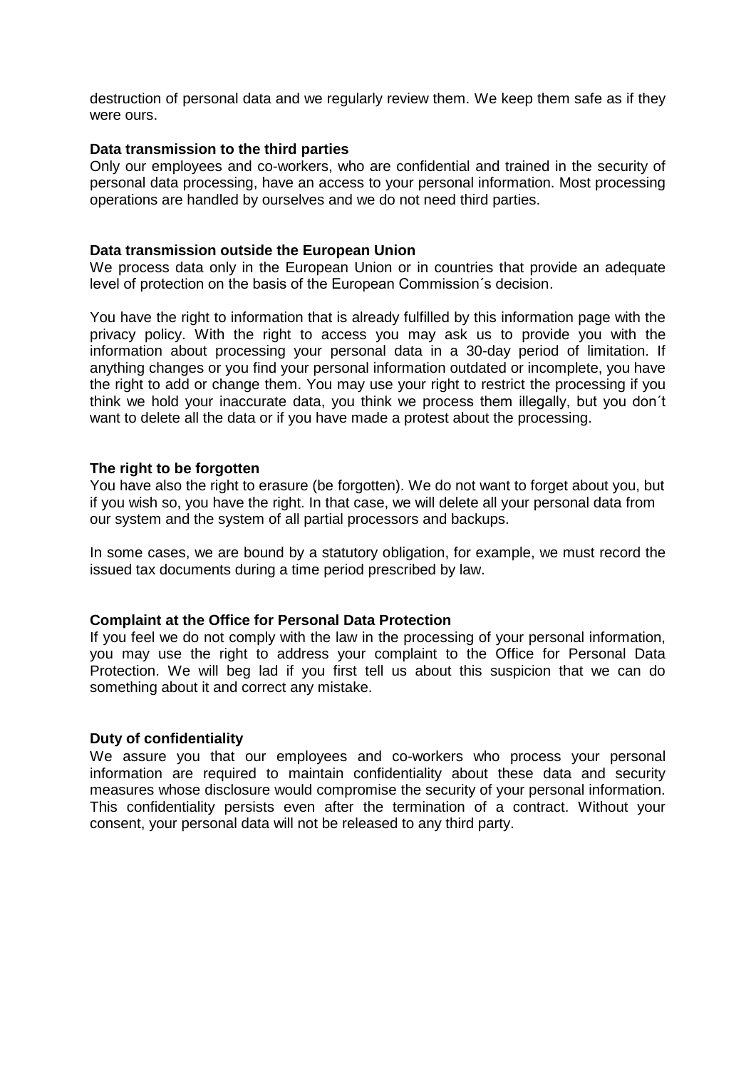destruction of personal data and we regularly review them. We keep them safe as if they were ours.

**Data transmission to the third parties**

Only our employees and co-workers, who are confidential and trained in the security of personal data processing, have an access to your personal information. Most processing operations are handled by ourselves and we do not need third parties.

**Data transmission outside the European Union**

We process data only in the European Union or in countries that provide an adequate level of protection on the basis of the European Commission´s decision.

You have the right to information that is already fulfilled by this information page with the privacy policy. With the right to access you may ask us to provide you with the information about processing your personal data in a 30-day period of limitation. If anything changes or you find your personal information outdated or incomplete, you have the right to add or change them. You may use your right to restrict the processing if you think we hold your inaccurate data, you think we process them illegally, but you don´t want to delete all the data or if you have made a protest about the processing.

**The right to be forgotten**

You have also the right to erasure (be forgotten). We do not want to forget about you, but if you wish so, you have the right. In that case, we will delete all your personal data from our system and the system of all partial processors and backups.

In some cases, we are bound by a statutory obligation, for example, we must record the issued tax documents during a time period prescribed by law.

**Complaint at the Office for Personal Data Protection**

If you feel we do not comply with the law in the processing of your personal information, you may use the right to address your complaint to the Office for Personal Data Protection. We will beg lad if you first tell us about this suspicion that we can do something about it and correct any mistake.

**Duty of confidentiality**

We assure you that our employees and co-workers who process your personal information are required to maintain confidentiality about these data and security measures whose disclosure would compromise the security of your personal information. This confidentiality persists even after the termination of a contract. Without your consent, your personal data will not be released to any third party.